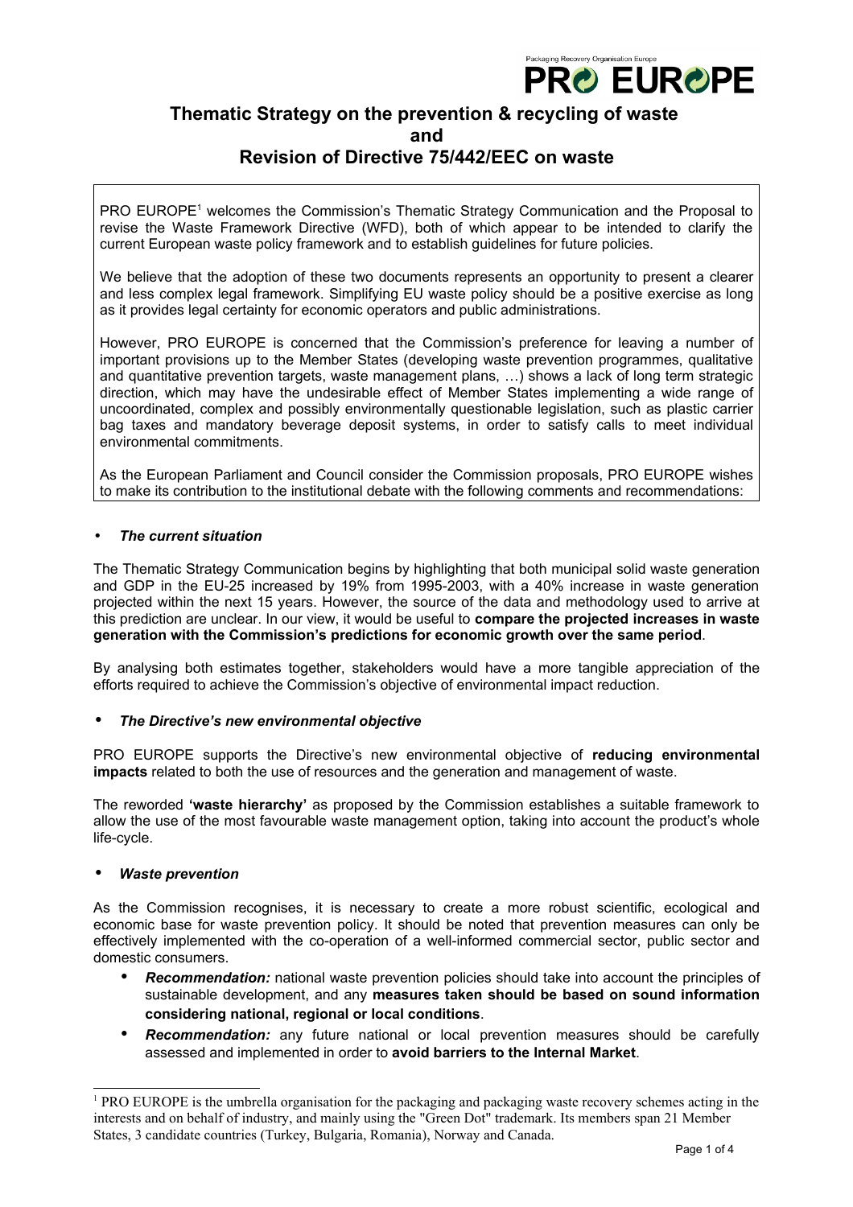# Thematic Strategy on the prevention & recycling of waste and Revision of Directive 75/442/EEC on waste

PRO EUROPE[1] welcomes the Commission's Thematic Strategy Communication and the Proposal to revise the Waste Framework Directive (WFD), both of which appear to be intended to clarify the current European waste policy framework and to establish guidelines for future policies.

We believe that the adoption of these two documents represents an opportunity to present a clearer and less complex legal framework. Simplifying EU waste policy should be a positive exercise as long as it provides legal certainty for economic operators and public administrations.

However, PRO EUROPE is concerned that the Commission's preference for leaving a number of important provisions up to the Member States (developing waste prevention programmes, qualitative and quantitative prevention targets, waste management plans, …) shows a lack of long term strategic direction, which may have the undesirable effect of Member States implementing a wide range of uncoordinated, complex and possibly environmentally questionable legislation, such as plastic carrier bag taxes and mandatory beverage deposit systems, in order to satisfy calls to meet individual environmental commitments.

As the European Parliament and Council consider the Commission proposals, PRO EUROPE wishes to make its contribution to the institutional debate with the following comments and recommendations:

- ***The current situation***

The Thematic Strategy Communication begins by highlighting that both municipal solid waste generation and GDP in the EU-25 increased by 19% from 1995-2003, with a 40% increase in waste generation projected within the next 15 years. However, the source of the data and methodology used to arrive at this prediction are unclear. In our view, it would be useful to **compare the projected increases in waste generation with the Commission's predictions for economic growth over the same period**.

By analysing both estimates together, stakeholders would have a more tangible appreciation of the efforts required to achieve the Commission's objective of environmental impact reduction.

- ***The Directive's new environmental objective***

PRO EUROPE supports the Directive's new environmental objective of **reducing environmental impacts** related to both the use of resources and the generation and management of waste.

The reworded **'waste hierarchy'** as proposed by the Commission establishes a suitable framework to allow the use of the most favourable waste management option, taking into account the product's whole life-cycle.

- ***Waste prevention***

As the Commission recognises, it is necessary to create a more robust scientific, ecological and economic base for waste prevention policy. It should be noted that prevention measures can only be effectively implemented with the co-operation of a well-informed commercial sector, public sector and domestic consumers.

- ***Recommendation:*** national waste prevention policies should take into account the principles of sustainable development, and any **measures taken should be based on sound information considering national, regional or local conditions**.
- ***Recommendation:*** any future national or local prevention measures should be carefully assessed and implemented in order to **avoid barriers to the Internal Market**.

[1] PRO EUROPE is the umbrella organisation for the packaging and packaging waste recovery schemes acting in the interests and on behalf of industry, and mainly using the "Green Dot" trademark. Its members span 21 Member States, 3 candidate countries (Turkey, Bulgaria, Romania), Norway and Canada.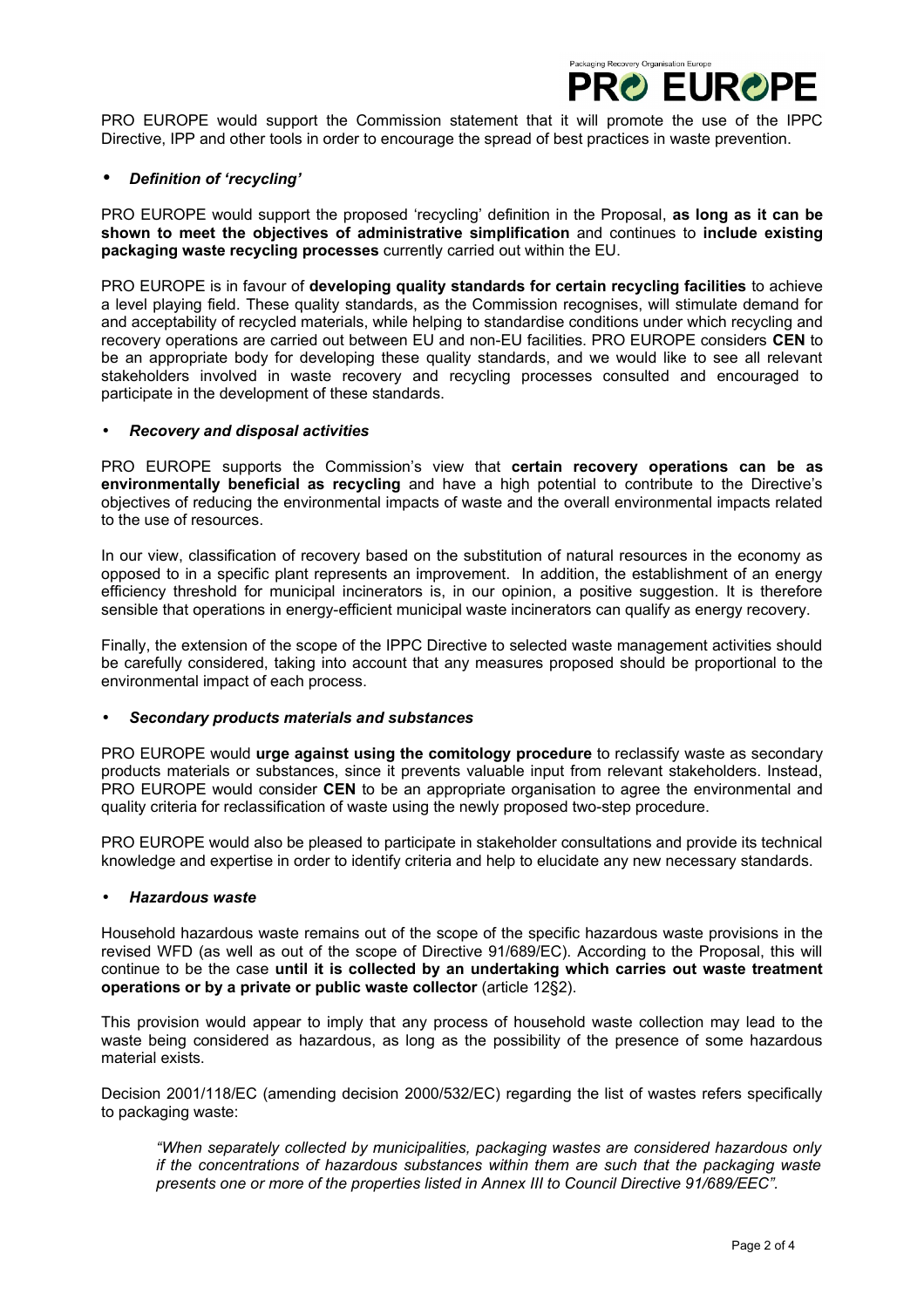PRO EUROPE would support the Commission statement that it will promote the use of the IPPC Directive, IPP and other tools in order to encourage the spread of best practices in waste prevention.

- ***Definition of 'recycling'***

PRO EUROPE would support the proposed 'recycling' definition in the Proposal, **as long as it can be shown to meet the objectives of administrative simplification** and continues to **include existing packaging waste recycling processes** currently carried out within the EU.

PRO EUROPE is in favour of **developing quality standards for certain recycling facilities** to achieve a level playing field. These quality standards, as the Commission recognises, will stimulate demand for and acceptability of recycled materials, while helping to standardise conditions under which recycling and recovery operations are carried out between EU and non-EU facilities. PRO EUROPE considers **CEN** to be an appropriate body for developing these quality standards, and we would like to see all relevant stakeholders involved in waste recovery and recycling processes consulted and encouraged to participate in the development of these standards.

- ***Recovery and disposal activities***

PRO EUROPE supports the Commission's view that **certain recovery operations can be as environmentally beneficial as recycling** and have a high potential to contribute to the Directive's objectives of reducing the environmental impacts of waste and the overall environmental impacts related to the use of resources.

In our view, classification of recovery based on the substitution of natural resources in the economy as opposed to in a specific plant represents an improvement. In addition, the establishment of an energy efficiency threshold for municipal incinerators is, in our opinion, a positive suggestion. It is therefore sensible that operations in energy-efficient municipal waste incinerators can qualify as energy recovery.

Finally, the extension of the scope of the IPPC Directive to selected waste management activities should be carefully considered, taking into account that any measures proposed should be proportional to the environmental impact of each process.

- ***Secondary products materials and substances***

PRO EUROPE would **urge against using the comitology procedure** to reclassify waste as secondary products materials or substances, since it prevents valuable input from relevant stakeholders. Instead, PRO EUROPE would consider **CEN** to be an appropriate organisation to agree the environmental and quality criteria for reclassification of waste using the newly proposed two-step procedure.

PRO EUROPE would also be pleased to participate in stakeholder consultations and provide its technical knowledge and expertise in order to identify criteria and help to elucidate any new necessary standards.

- ***Hazardous waste***

Household hazardous waste remains out of the scope of the specific hazardous waste provisions in the revised WFD (as well as out of the scope of Directive 91/689/EC). According to the Proposal, this will continue to be the case **until it is collected by an undertaking which carries out waste treatment operations or by a private or public waste collector** (article 12§2).

This provision would appear to imply that any process of household waste collection may lead to the waste being considered as hazardous, as long as the possibility of the presence of some hazardous material exists.

Decision 2001/118/EC (amending decision 2000/532/EC) regarding the list of wastes refers specifically to packaging waste:

> *"When separately collected by municipalities, packaging wastes are considered hazardous only if the concentrations of hazardous substances within them are such that the packaging waste presents one or more of the properties listed in Annex III to Council Directive 91/689/EEC".*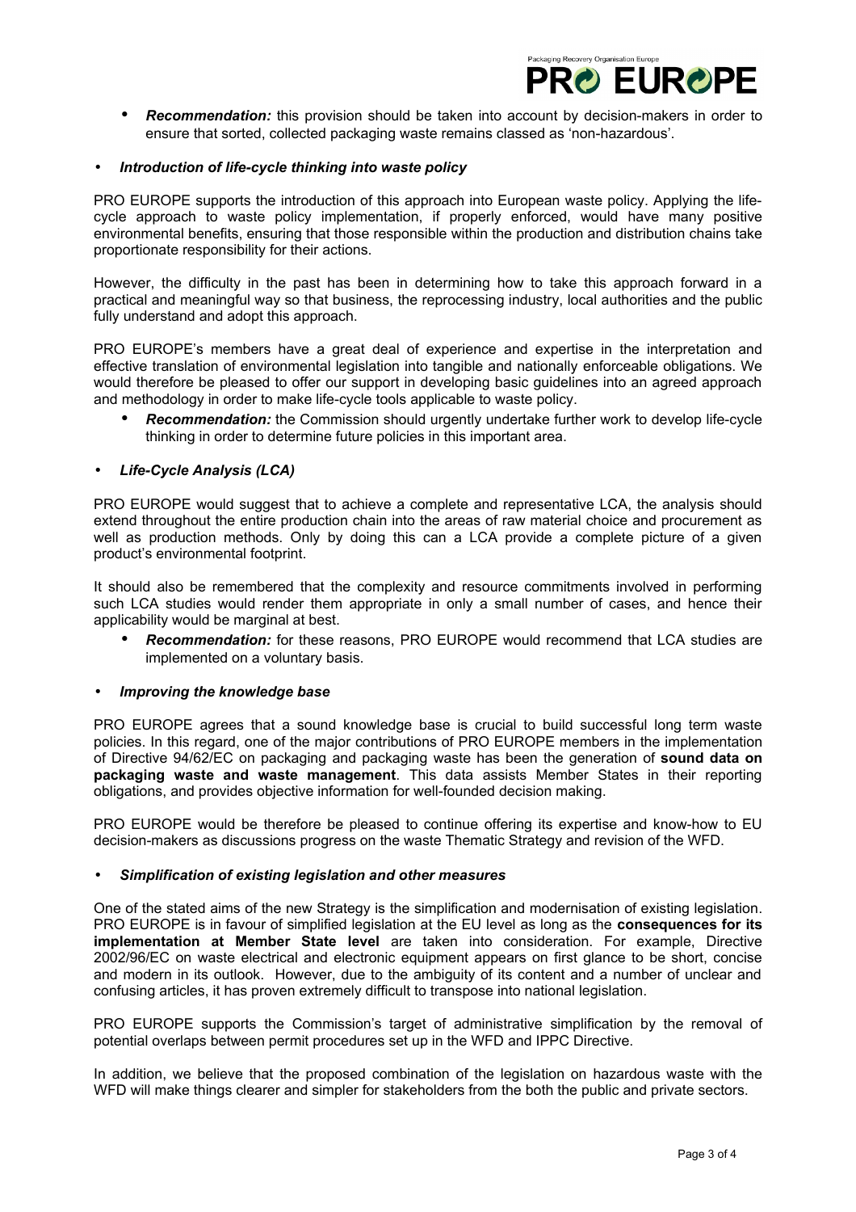- ***Recommendation:*** this provision should be taken into account by decision-makers in order to ensure that sorted, collected packaging waste remains classed as 'non-hazardous'.

- ***Introduction of life-cycle thinking into waste policy***

PRO EUROPE supports the introduction of this approach into European waste policy. Applying the life-cycle approach to waste policy implementation, if properly enforced, would have many positive environmental benefits, ensuring that those responsible within the production and distribution chains take proportionate responsibility for their actions.

However, the difficulty in the past has been in determining how to take this approach forward in a practical and meaningful way so that business, the reprocessing industry, local authorities and the public fully understand and adopt this approach.

PRO EUROPE's members have a great deal of experience and expertise in the interpretation and effective translation of environmental legislation into tangible and nationally enforceable obligations. We would therefore be pleased to offer our support in developing basic guidelines into an agreed approach and methodology in order to make life-cycle tools applicable to waste policy.

- ***Recommendation:*** the Commission should urgently undertake further work to develop life-cycle thinking in order to determine future policies in this important area.

- ***Life-Cycle Analysis (LCA)***

PRO EUROPE would suggest that to achieve a complete and representative LCA, the analysis should extend throughout the entire production chain into the areas of raw material choice and procurement as well as production methods. Only by doing this can a LCA provide a complete picture of a given product's environmental footprint.

It should also be remembered that the complexity and resource commitments involved in performing such LCA studies would render them appropriate in only a small number of cases, and hence their applicability would be marginal at best.

- ***Recommendation:*** for these reasons, PRO EUROPE would recommend that LCA studies are implemented on a voluntary basis.

- ***Improving the knowledge base***

PRO EUROPE agrees that a sound knowledge base is crucial to build successful long term waste policies. In this regard, one of the major contributions of PRO EUROPE members in the implementation of Directive 94/62/EC on packaging and packaging waste has been the generation of **sound data on packaging waste and waste management**. This data assists Member States in their reporting obligations, and provides objective information for well-founded decision making.

PRO EUROPE would be therefore be pleased to continue offering its expertise and know-how to EU decision-makers as discussions progress on the waste Thematic Strategy and revision of the WFD.

- ***Simplification of existing legislation and other measures***

One of the stated aims of the new Strategy is the simplification and modernisation of existing legislation. PRO EUROPE is in favour of simplified legislation at the EU level as long as the **consequences for its implementation at Member State level** are taken into consideration. For example, Directive 2002/96/EC on waste electrical and electronic equipment appears on first glance to be short, concise and modern in its outlook. However, due to the ambiguity of its content and a number of unclear and confusing articles, it has proven extremely difficult to transpose into national legislation.

PRO EUROPE supports the Commission's target of administrative simplification by the removal of potential overlaps between permit procedures set up in the WFD and IPPC Directive.

In addition, we believe that the proposed combination of the legislation on hazardous waste with the WFD will make things clearer and simpler for stakeholders from the both the public and private sectors.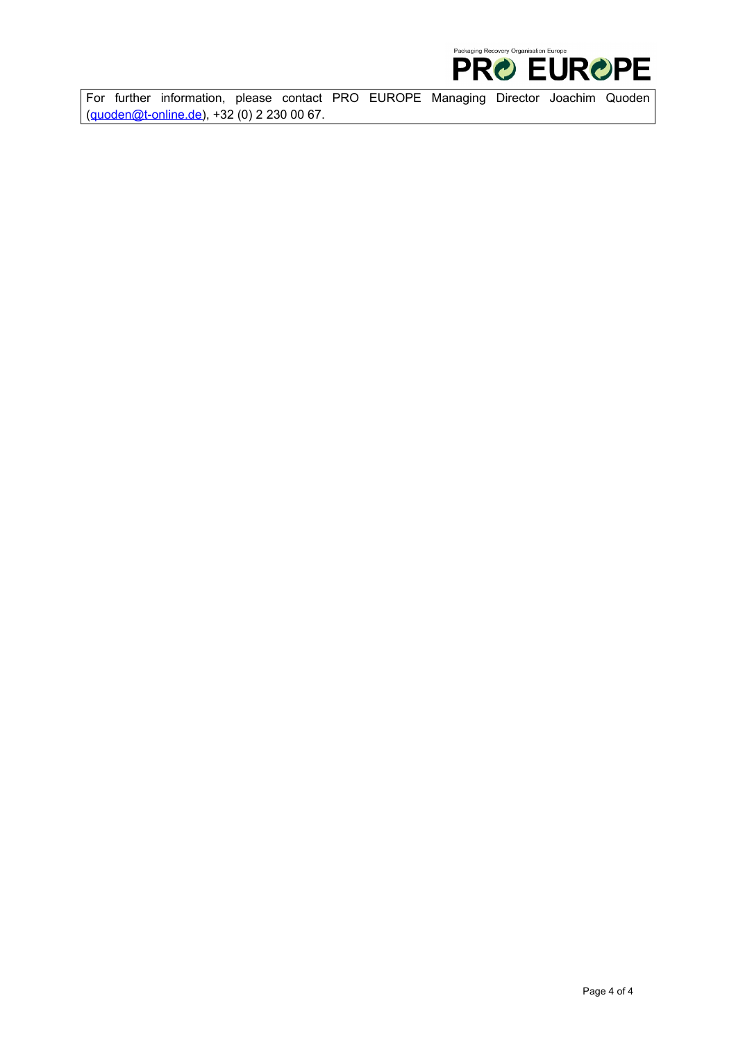For further information, please contact PRO EUROPE Managing Director Joachim Quoden (quoden@t-online.de), +32 (0) 2 230 00 67.